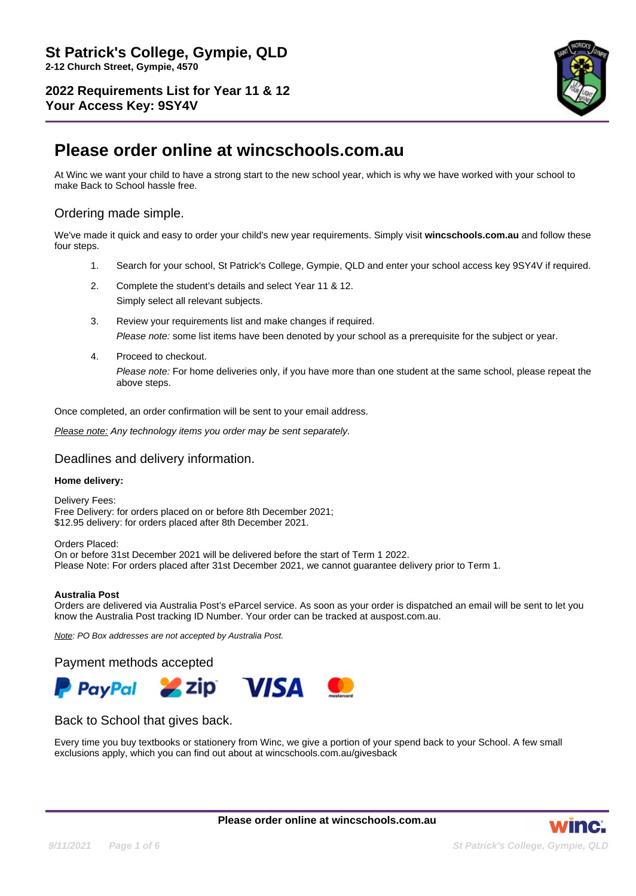# St Patrick's College, Gympie, QLD

**2-12 Church Street, Gympie, 4570**

**2022 Requirements List for Year 11 & 12**
**Your Access Key: 9SY4V**

## Please order online at wincschools.com.au

At Winc we want your child to have a strong start to the new school year, which is why we have worked with your school to make Back to School hassle free.

### Ordering made simple.

We've made it quick and easy to order your child's new year requirements. Simply visit **wincschools.com.au** and follow these four steps.

1. Search for your school, St Patrick's College, Gympie, QLD and enter your school access key 9SY4V if required.
2. Complete the student's details and select Year 11 & 12.
   Simply select all relevant subjects.
3. Review your requirements list and make changes if required.
   *Please note:* some list items have been denoted by your school as a prerequisite for the subject or year.
4. Proceed to checkout.
   *Please note:* For home deliveries only, if you have more than one student at the same school, please repeat the above steps.

Once completed, an order confirmation will be sent to your email address.

*Please note: Any technology items you order may be sent separately.*

### Deadlines and delivery information.

**Home delivery:**

Delivery Fees:
Free Delivery: for orders placed on or before 8th December 2021;
$12.95 delivery: for orders placed after 8th December 2021.

Orders Placed:
On or before 31st December 2021 will be delivered before the start of Term 1 2022.
Please Note: For orders placed after 31st December 2021, we cannot guarantee delivery prior to Term 1.

**Australia Post**
Orders are delivered via Australia Post's eParcel service. As soon as your order is dispatched an email will be sent to let you know the Australia Post tracking ID Number. Your order can be tracked at auspost.com.au.

*Note: PO Box addresses are not accepted by Australia Post.*

### Payment methods accepted

PayPal, zip, VISA, mastercard

### Back to School that gives back.

Every time you buy textbooks or stationery from Winc, we give a portion of your spend back to your School. A few small exclusions apply, which you can find out about at wincschools.com.au/givesback

**Please order online at wincschools.com.au**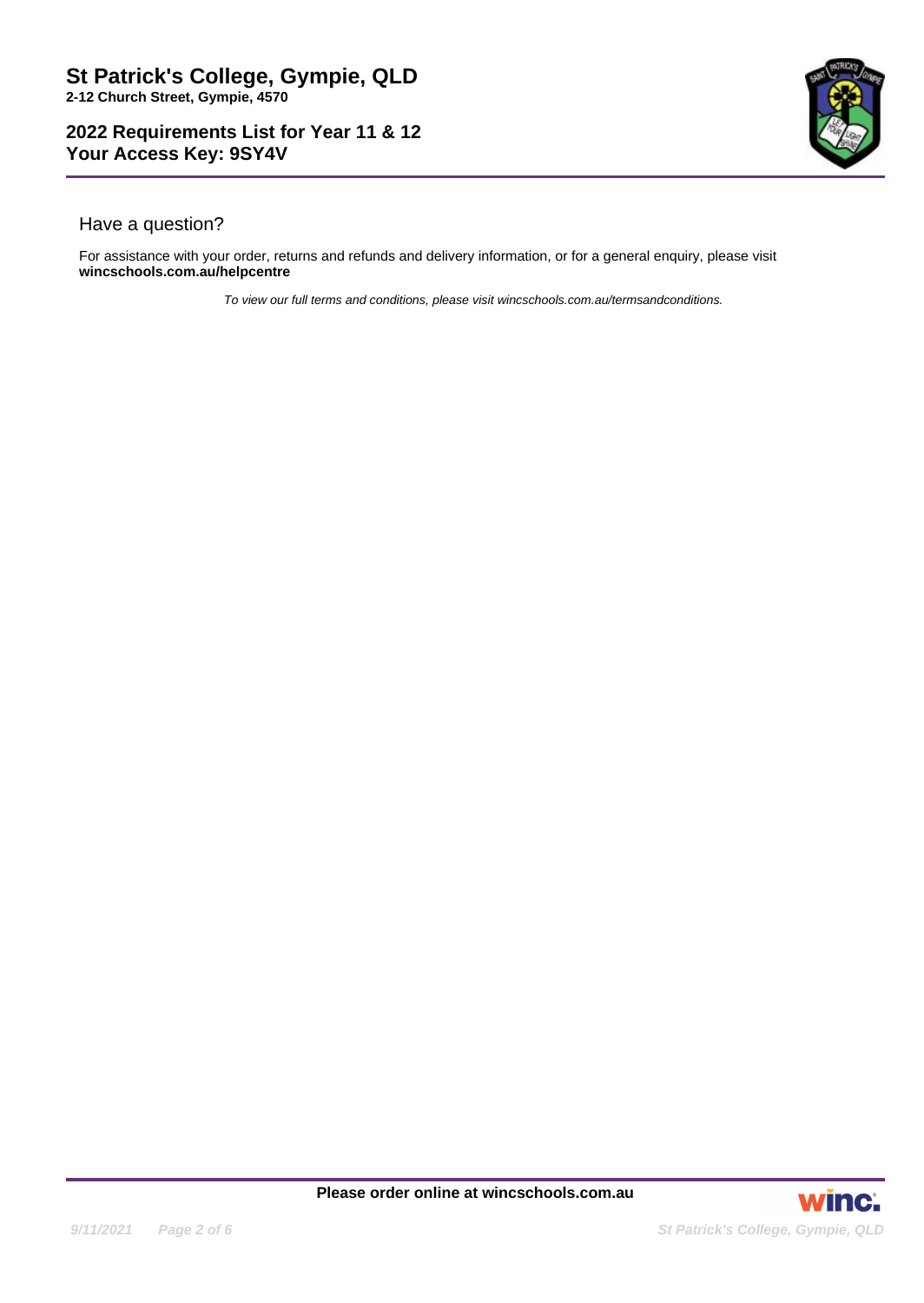## Have a question?

For assistance with your order, returns and refunds and delivery information, or for a general enquiry, please visit **wincschools.com.au/helpcentre**

*To view our full terms and conditions, please visit wincschools.com.au/termsandconditions.*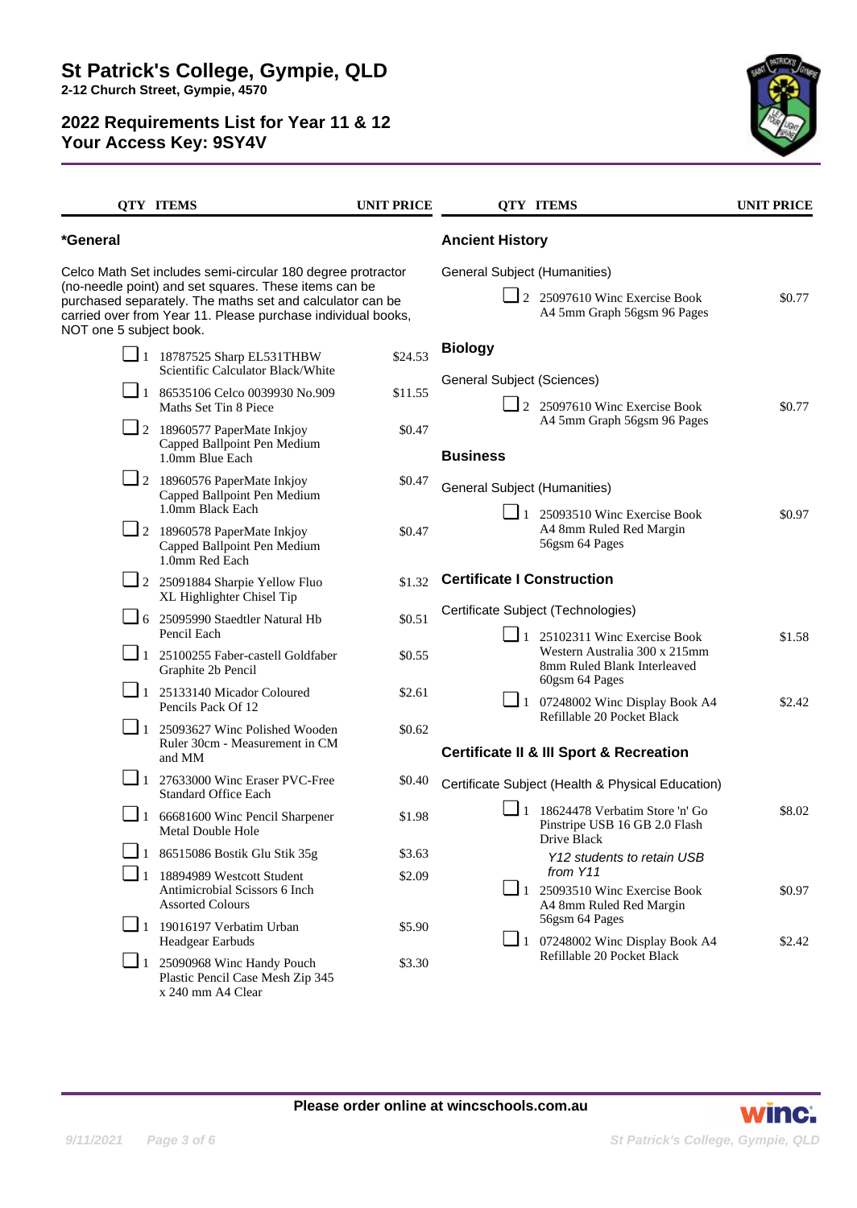# St Patrick's College, Gympie, QLD

**2-12 Church Street, Gympie, 4570**

## 2022 Requirements List for Year 11 & 12
## Your Access Key: 9SY4V

### *General

Celco Math Set includes semi-circular 180 degree protractor (no-needle point) and set squares. These items can be purchased separately. The maths set and calculator can be carried over from Year 11. Please purchase individual books, NOT one 5 subject book.

| QTY | ITEMS | UNIT PRICE |
|---|---|---|
| 1 | 18787525 Sharp EL531THBW Scientific Calculator Black/White | $24.53 |
| 1 | 86535106 Celco 0039930 No.909 Maths Set Tin 8 Piece | $11.55 |
| 2 | 18960577 PaperMate Inkjoy Capped Ballpoint Pen Medium 1.0mm Blue Each | $0.47 |
| 2 | 18960576 PaperMate Inkjoy Capped Ballpoint Pen Medium 1.0mm Black Each | $0.47 |
| 2 | 18960578 PaperMate Inkjoy Capped Ballpoint Pen Medium 1.0mm Red Each | $0.47 |
| 2 | 25091884 Sharpie Yellow Fluo XL Highlighter Chisel Tip | $1.32 |
| 6 | 25095990 Staedtler Natural Hb Pencil Each | $0.51 |
| 1 | 25100255 Faber-castell Goldfaber Graphite 2b Pencil | $0.55 |
| 1 | 25133140 Micador Coloured Pencils Pack Of 12 | $2.61 |
| 1 | 25093627 Winc Polished Wooden Ruler 30cm - Measurement in CM and MM | $0.62 |
| 1 | 27633000 Winc Eraser PVC-Free Standard Office Each | $0.40 |
| 1 | 66681600 Winc Pencil Sharpener Metal Double Hole | $1.98 |
| 1 | 86515086 Bostik Glu Stik 35g | $3.63 |
| 1 | 18894989 Westcott Student Antimicrobial Scissors 6 Inch Assorted Colours | $2.09 |
| 1 | 19016197 Verbatim Urban Headgear Earbuds | $5.90 |
| 1 | 25090968 Winc Handy Pouch Plastic Pencil Case Mesh Zip 345 x 240 mm A4 Clear | $3.30 |

### Ancient History

General Subject (Humanities)

| QTY | ITEMS | UNIT PRICE |
|---|---|---|
| 2 | 25097610 Winc Exercise Book A4 5mm Graph 56gsm 96 Pages | $0.77 |

### Biology

General Subject (Sciences)

| QTY | ITEMS | UNIT PRICE |
|---|---|---|
| 2 | 25097610 Winc Exercise Book A4 5mm Graph 56gsm 96 Pages | $0.77 |

### Business

General Subject (Humanities)

| QTY | ITEMS | UNIT PRICE |
|---|---|---|
| 1 | 25093510 Winc Exercise Book A4 8mm Ruled Red Margin 56gsm 64 Pages | $0.97 |

### Certificate I Construction

Certificate Subject (Technologies)

| QTY | ITEMS | UNIT PRICE |
|---|---|---|
| 1 | 25102311 Winc Exercise Book Western Australia 300 x 215mm 8mm Ruled Blank Interleaved 60gsm 64 Pages | $1.58 |
| 1 | 07248002 Winc Display Book A4 Refillable 20 Pocket Black | $2.42 |

### Certificate II & III Sport & Recreation

Certificate Subject (Health & Physical Education)

| QTY | ITEMS | UNIT PRICE |
|---|---|---|
| 1 | 18624478 Verbatim Store 'n' Go Pinstripe USB 16 GB 2.0 Flash Drive Black *Y12 students to retain USB from Y11* | $8.02 |
| 1 | 25093510 Winc Exercise Book A4 8mm Ruled Red Margin 56gsm 64 Pages | $0.97 |
| 1 | 07248002 Winc Display Book A4 Refillable 20 Pocket Black | $2.42 |

**Please order online at wincschools.com.au**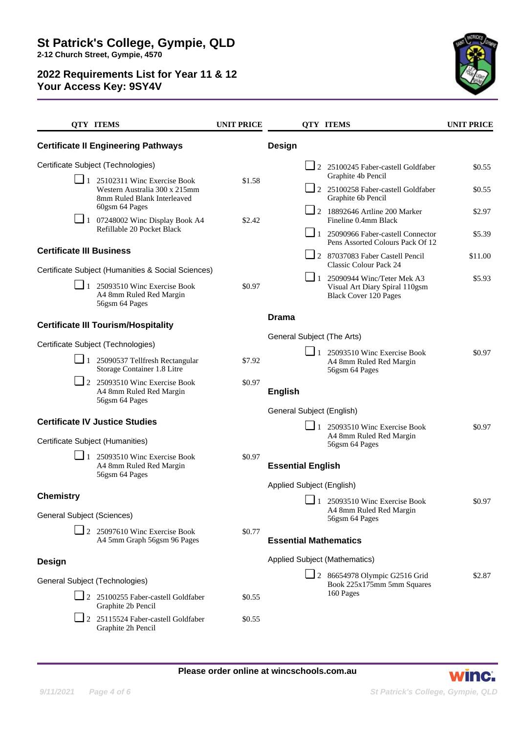# St Patrick's College, Gympie, QLD

**2-12 Church Street, Gympie, 4570**

## 2022 Requirements List for Year 11 & 12
## Your Access Key: 9SY4V

| QTY | ITEMS | UNIT PRICE |
|---|---|---|

### Certificate II Engineering Pathways

Certificate Subject (Technologies)

| QTY | ITEMS | UNIT PRICE |
|---|---|---|
| ☐ 1 | 25102311 Winc Exercise Book Western Australia 300 x 215mm 8mm Ruled Blank Interleaved 60gsm 64 Pages | $1.58 |
| ☐ 1 | 07248002 Winc Display Book A4 Refillable 20 Pocket Black | $2.42 |

### Certificate III Business

Certificate Subject (Humanities & Social Sciences)

| QTY | ITEMS | UNIT PRICE |
|---|---|---|
| ☐ 1 | 25093510 Winc Exercise Book A4 8mm Ruled Red Margin 56gsm 64 Pages | $0.97 |

### Certificate III Tourism/Hospitality

Certificate Subject (Technologies)

| QTY | ITEMS | UNIT PRICE |
|---|---|---|
| ☐ 1 | 25090537 Tellfresh Rectangular Storage Container 1.8 Litre | $7.92 |
| ☐ 2 | 25093510 Winc Exercise Book A4 8mm Ruled Red Margin 56gsm 64 Pages | $0.97 |

### Certificate IV Justice Studies

Certificate Subject (Humanities)

| QTY | ITEMS | UNIT PRICE |
|---|---|---|
| ☐ 1 | 25093510 Winc Exercise Book A4 8mm Ruled Red Margin 56gsm 64 Pages | $0.97 |

### Chemistry

General Subject (Sciences)

| QTY | ITEMS | UNIT PRICE |
|---|---|---|
| ☐ 2 | 25097610 Winc Exercise Book A4 5mm Graph 56gsm 96 Pages | $0.77 |

### Design

General Subject (Technologies)

| QTY | ITEMS | UNIT PRICE |
|---|---|---|
| ☐ 2 | 25100255 Faber-castell Goldfaber Graphite 2b Pencil | $0.55 |
| ☐ 2 | 25115524 Faber-castell Goldfaber Graphite 2h Pencil | $0.55 |

### Design

| QTY | ITEMS | UNIT PRICE |
|---|---|---|
| ☐ 2 | 25100245 Faber-castell Goldfaber Graphite 4b Pencil | $0.55 |
| ☐ 2 | 25100258 Faber-castell Goldfaber Graphite 6b Pencil | $0.55 |
| ☐ 2 | 18892646 Artline 200 Marker Fineline 0.4mm Black | $2.97 |
| ☐ 1 | 25090966 Faber-castell Connector Pens Assorted Colours Pack Of 12 | $5.39 |
| ☐ 2 | 87037083 Faber Castell Pencil Classic Colour Pack 24 | $11.00 |
| ☐ 1 | 25090944 Winc/Teter Mek A3 Visual Art Diary Spiral 110gsm Black Cover 120 Pages | $5.93 |

### Drama

General Subject (The Arts)

| QTY | ITEMS | UNIT PRICE |
|---|---|---|
| ☐ 1 | 25093510 Winc Exercise Book A4 8mm Ruled Red Margin 56gsm 64 Pages | $0.97 |

### English

General Subject (English)

| QTY | ITEMS | UNIT PRICE |
|---|---|---|
| ☐ 1 | 25093510 Winc Exercise Book A4 8mm Ruled Red Margin 56gsm 64 Pages | $0.97 |

### Essential English

Applied Subject (English)

| QTY | ITEMS | UNIT PRICE |
|---|---|---|
| ☐ 1 | 25093510 Winc Exercise Book A4 8mm Ruled Red Margin 56gsm 64 Pages | $0.97 |

### Essential Mathematics

Applied Subject (Mathematics)

| QTY | ITEMS | UNIT PRICE |
|---|---|---|
| ☐ 2 | 86654978 Olympic G2516 Grid Book 225x175mm 5mm Squares 160 Pages | $2.87 |

**Please order online at wincschools.com.au**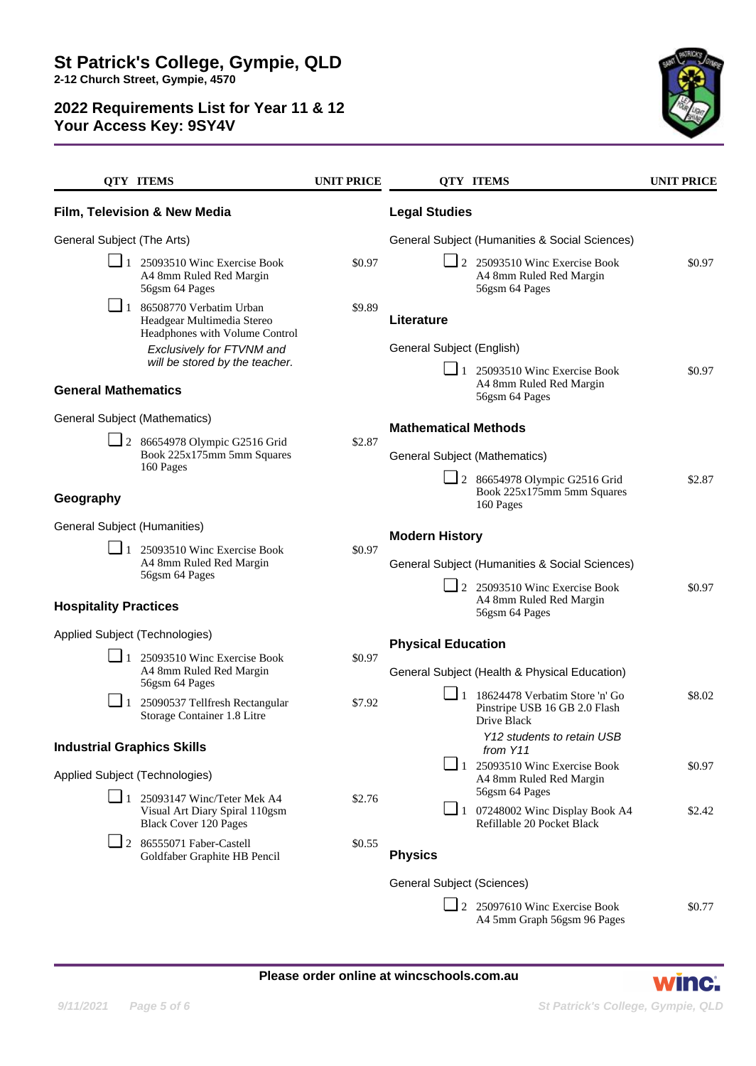# St Patrick's College, Gympie, QLD

**2-12 Church Street, Gympie, 4570**

## 2022 Requirements List for Year 11 & 12
## Your Access Key: 9SY4V

### Film, Television & New Media

General Subject (The Arts)

| QTY | ITEMS | UNIT PRICE |
|---|---|---|
| 1 | 25093510 Winc Exercise Book A4 8mm Ruled Red Margin 56gsm 64 Pages | $0.97 |
| 1 | 86508770 Verbatim Urban Headgear Multimedia Stereo Headphones with Volume Control *Exclusively for FTVNM and will be stored by the teacher.* | $9.89 |

### General Mathematics

General Subject (Mathematics)

| QTY | ITEMS | UNIT PRICE |
|---|---|---|
| 2 | 86654978 Olympic G2516 Grid Book 225x175mm 5mm Squares 160 Pages | $2.87 |

### Geography

General Subject (Humanities)

| QTY | ITEMS | UNIT PRICE |
|---|---|---|
| 1 | 25093510 Winc Exercise Book A4 8mm Ruled Red Margin 56gsm 64 Pages | $0.97 |

### Hospitality Practices

Applied Subject (Technologies)

| QTY | ITEMS | UNIT PRICE |
|---|---|---|
| 1 | 25093510 Winc Exercise Book A4 8mm Ruled Red Margin 56gsm 64 Pages | $0.97 |
| 1 | 25090537 Tellfresh Rectangular Storage Container 1.8 Litre | $7.92 |

### Industrial Graphics Skills

Applied Subject (Technologies)

| QTY | ITEMS | UNIT PRICE |
|---|---|---|
| 1 | 25093147 Winc/Teter Mek A4 Visual Art Diary Spiral 110gsm Black Cover 120 Pages | $2.76 |
| 2 | 86555071 Faber-Castell Goldfaber Graphite HB Pencil | $0.55 |

### Legal Studies

General Subject (Humanities & Social Sciences)

| QTY | ITEMS | UNIT PRICE |
|---|---|---|
| 2 | 25093510 Winc Exercise Book A4 8mm Ruled Red Margin 56gsm 64 Pages | $0.97 |

### Literature

General Subject (English)

| QTY | ITEMS | UNIT PRICE |
|---|---|---|
| 1 | 25093510 Winc Exercise Book A4 8mm Ruled Red Margin 56gsm 64 Pages | $0.97 |

### Mathematical Methods

General Subject (Mathematics)

| QTY | ITEMS | UNIT PRICE |
|---|---|---|
| 2 | 86654978 Olympic G2516 Grid Book 225x175mm 5mm Squares 160 Pages | $2.87 |

### Modern History

General Subject (Humanities & Social Sciences)

| QTY | ITEMS | UNIT PRICE |
|---|---|---|
| 2 | 25093510 Winc Exercise Book A4 8mm Ruled Red Margin 56gsm 64 Pages | $0.97 |

### Physical Education

General Subject (Health & Physical Education)

| QTY | ITEMS | UNIT PRICE |
|---|---|---|
| 1 | 18624478 Verbatim Store 'n' Go Pinstripe USB 16 GB 2.0 Flash Drive Black *Y12 students to retain USB from Y11* | $8.02 |
| 1 | 25093510 Winc Exercise Book A4 8mm Ruled Red Margin 56gsm 64 Pages | $0.97 |
| 1 | 07248002 Winc Display Book A4 Refillable 20 Pocket Black | $2.42 |

### Physics

General Subject (Sciences)

| QTY | ITEMS | UNIT PRICE |
|---|---|---|
| 2 | 25097610 Winc Exercise Book A4 5mm Graph 56gsm 96 Pages | $0.77 |

**Please order online at wincschools.com.au**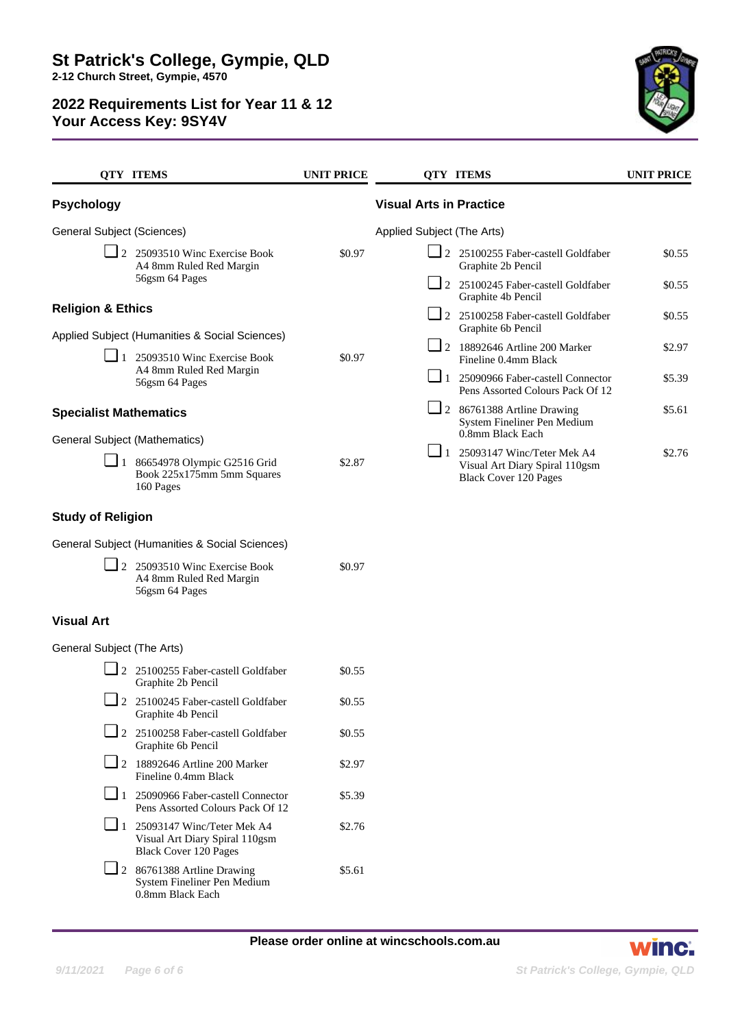# St Patrick's College, Gympie, QLD

**2-12 Church Street, Gympie, 4570**

## 2022 Requirements List for Year 11 & 12
## Your Access Key: 9SY4V

### Psychology

General Subject (Sciences)

| QTY | ITEMS | UNIT PRICE |
|---|---|---|
| 2 | 25093510 Winc Exercise Book A4 8mm Ruled Red Margin 56gsm 64 Pages | $0.97 |

### Religion & Ethics

Applied Subject (Humanities & Social Sciences)

| QTY | ITEMS | UNIT PRICE |
|---|---|---|
| 1 | 25093510 Winc Exercise Book A4 8mm Ruled Red Margin 56gsm 64 Pages | $0.97 |

### Specialist Mathematics

General Subject (Mathematics)

| QTY | ITEMS | UNIT PRICE |
|---|---|---|
| 1 | 86654978 Olympic G2516 Grid Book 225x175mm 5mm Squares 160 Pages | $2.87 |

### Study of Religion

General Subject (Humanities & Social Sciences)

| QTY | ITEMS | UNIT PRICE |
|---|---|---|
| 2 | 25093510 Winc Exercise Book A4 8mm Ruled Red Margin 56gsm 64 Pages | $0.97 |

### Visual Art

General Subject (The Arts)

| QTY | ITEMS | UNIT PRICE |
|---|---|---|
| 2 | 25100255 Faber-castell Goldfaber Graphite 2b Pencil | $0.55 |
| 2 | 25100245 Faber-castell Goldfaber Graphite 4b Pencil | $0.55 |
| 2 | 25100258 Faber-castell Goldfaber Graphite 6b Pencil | $0.55 |
| 2 | 18892646 Artline 200 Marker Fineline 0.4mm Black | $2.97 |
| 1 | 25090966 Faber-castell Connector Pens Assorted Colours Pack Of 12 | $5.39 |
| 1 | 25093147 Winc/Teter Mek A4 Visual Art Diary Spiral 110gsm Black Cover 120 Pages | $2.76 |
| 2 | 86761388 Artline Drawing System Fineliner Pen Medium 0.8mm Black Each | $5.61 |

### Visual Arts in Practice

Applied Subject (The Arts)

| QTY | ITEMS | UNIT PRICE |
|---|---|---|
| 2 | 25100255 Faber-castell Goldfaber Graphite 2b Pencil | $0.55 |
| 2 | 25100245 Faber-castell Goldfaber Graphite 4b Pencil | $0.55 |
| 2 | 25100258 Faber-castell Goldfaber Graphite 6b Pencil | $0.55 |
| 2 | 18892646 Artline 200 Marker Fineline 0.4mm Black | $2.97 |
| 1 | 25090966 Faber-castell Connector Pens Assorted Colours Pack Of 12 | $5.39 |
| 2 | 86761388 Artline Drawing System Fineliner Pen Medium 0.8mm Black Each | $5.61 |
| 1 | 25093147 Winc/Teter Mek A4 Visual Art Diary Spiral 110gsm Black Cover 120 Pages | $2.76 |

**Please order online at wincschools.com.au**